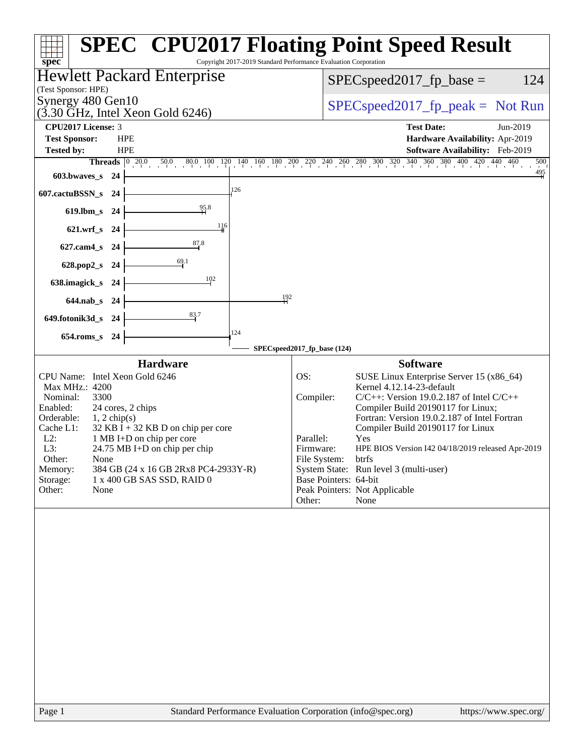# SPEC CPU2017 Floating Point Speed Result

Copyright 2017-2019 Standard Performance Evaluation Corporation

## Hewlett Packard Enterprise

(Test Sponsor: HPE)

Synergy 480 Gen10
(3.30 GHz, Intel Xeon Gold 6246)

SPECspeed2017_fp_base = 124

SPECspeed2017_fp_peak = Not Run

**CPU2017 License:** 3
**Test Sponsor:** HPE
**Tested by:** HPE

**Test Date:** Jun-2019
**Hardware Availability:** Apr-2019
**Software Availability:** Feb-2019

| Benchmark | Threads | Base |
|---|---|---|
| 603.bwaves_s | 24 | 495 |
| 607.cactuBSSN_s | 24 | 126 |
| 619.lbm_s | 24 | 95.8 |
| 621.wrf_s | 24 | 116 |
| 627.cam4_s | 24 | 87.8 |
| 628.pop2_s | 24 | 69.1 |
| 638.imagick_s | 24 | 102 |
| 644.nab_s | 24 | 192 |
| 649.fotonik3d_s | 24 | 83.7 |
| 654.roms_s | 24 | 124 |

SPECspeed2017_fp_base (124)

## Hardware

| | |
|---|---|
| CPU Name: | Intel Xeon Gold 6246 |
| Max MHz.: | 4200 |
| Nominal: | 3300 |
| Enabled: | 24 cores, 2 chips |
| Orderable: | 1, 2 chip(s) |
| Cache L1: | 32 KB I + 32 KB D on chip per core |
| L2: | 1 MB I+D on chip per core |
| L3: | 24.75 MB I+D on chip per chip |
| Other: | None |
| Memory: | 384 GB (24 x 16 GB 2Rx8 PC4-2933Y-R) |
| Storage: | 1 x 400 GB SAS SSD, RAID 0 |
| Other: | None |

## Software

| | |
|---|---|
| OS: | SUSE Linux Enterprise Server 15 (x86_64) Kernel 4.12.14-23-default |
| Compiler: | C/C++: Version 19.0.2.187 of Intel C/C++ Compiler Build 20190117 for Linux; Fortran: Version 19.0.2.187 of Intel Fortran Compiler Build 20190117 for Linux |
| Parallel: | Yes |
| Firmware: | HPE BIOS Version I42 04/18/2019 released Apr-2019 |
| File System: | btrfs |
| System State: | Run level 3 (multi-user) |
| Base Pointers: | 64-bit |
| Peak Pointers: | Not Applicable |
| Other: | None |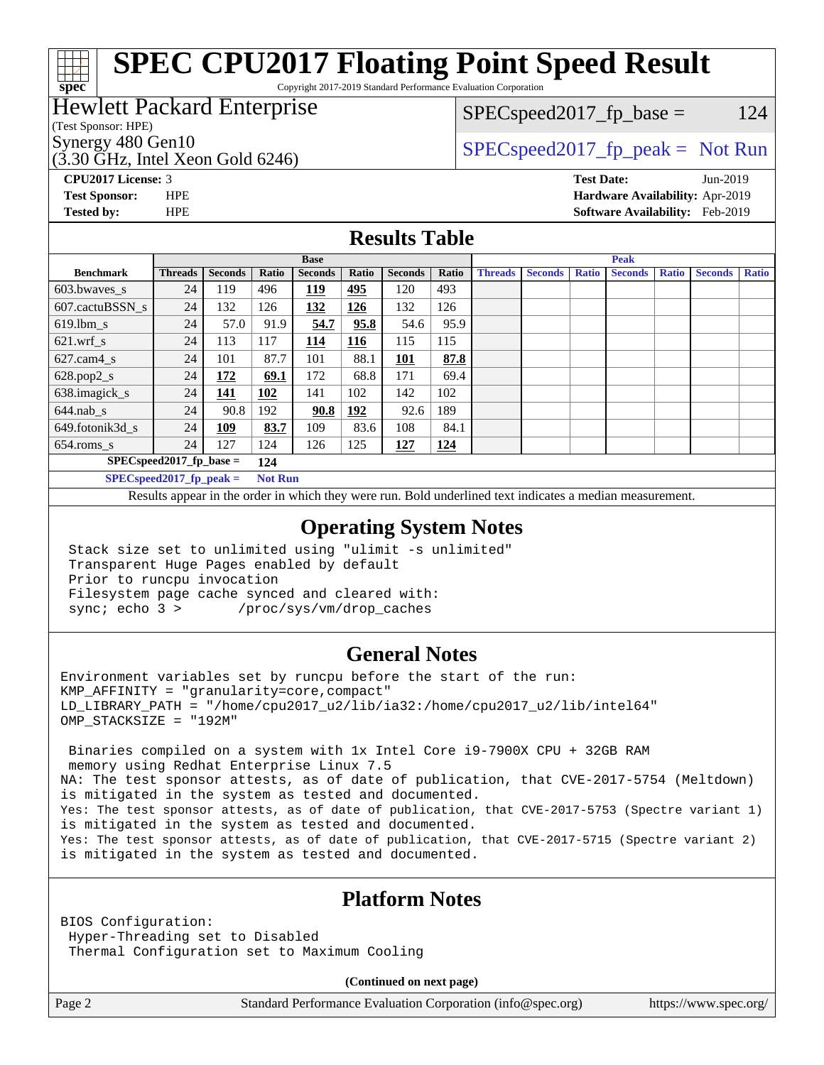# SPEC CPU2017 Floating Point Speed Result

Copyright 2017-2019 Standard Performance Evaluation Corporation

## Hewlett Packard Enterprise

(Test Sponsor: HPE)

Synergy 480 Gen10
(3.30 GHz, Intel Xeon Gold 6246)

SPECspeed2017_fp_base = 124

SPECspeed2017_fp_peak = Not Run

**CPU2017 License:** 3
**Test Sponsor:** HPE
**Tested by:** HPE

**Test Date:** Jun-2019
**Hardware Availability:** Apr-2019
**Software Availability:** Feb-2019

## Results Table

| | Base | | | | | | | Peak | | | | | | |
|---|---|---|---|---|---|---|---|---|---|---|---|---|---|---|
| **Benchmark** | **Threads** | **Seconds** | **Ratio** | **Seconds** | **Ratio** | **Seconds** | **Ratio** | **Threads** | **Seconds** | **Ratio** | **Seconds** | **Ratio** | **Seconds** | **Ratio** |
| 603.bwaves_s | 24 | 119 | 496 | **119** | **495** | 120 | 493 | | | | | | | |
| 607.cactuBSSN_s | 24 | 132 | 126 | **132** | **126** | 132 | 126 | | | | | | | |
| 619.lbm_s | 24 | 57.0 | 91.9 | **54.7** | **95.8** | 54.6 | 95.9 | | | | | | | |
| 621.wrf_s | 24 | 113 | 117 | **114** | **116** | 115 | 115 | | | | | | | |
| 627.cam4_s | 24 | 101 | 87.7 | 101 | 88.1 | **101** | **87.8** | | | | | | | |
| 628.pop2_s | 24 | **172** | **69.1** | 172 | 68.8 | 171 | 69.4 | | | | | | | |
| 638.imagick_s | 24 | **141** | **102** | 141 | 102 | 142 | 102 | | | | | | | |
| 644.nab_s | 24 | 90.8 | 192 | **90.8** | **192** | 92.6 | 189 | | | | | | | |
| 649.fotonik3d_s | 24 | **109** | **83.7** | 109 | 83.6 | 108 | 84.1 | | | | | | | |
| 654.roms_s | 24 | 127 | 124 | 126 | 125 | **127** | **124** | | | | | | | |

**SPECspeed2017_fp_base =** 124

**SPECspeed2017_fp_peak =** Not Run

Results appear in the order in which they were run. Bold underlined text indicates a median measurement.

## Operating System Notes

```
Stack size set to unlimited using "ulimit -s unlimited"
Transparent Huge Pages enabled by default
Prior to runcpu invocation
Filesystem page cache synced and cleared with:
sync; echo 3 >       /proc/sys/vm/drop_caches
```

## General Notes

```
Environment variables set by runcpu before the start of the run:
KMP_AFFINITY = "granularity=core,compact"
LD_LIBRARY_PATH = "/home/cpu2017_u2/lib/ia32:/home/cpu2017_u2/lib/intel64"
OMP_STACKSIZE = "192M"

 Binaries compiled on a system with 1x Intel Core i9-7900X CPU + 32GB RAM
 memory using Redhat Enterprise Linux 7.5
NA: The test sponsor attests, as of date of publication, that CVE-2017-5754 (Meltdown)
is mitigated in the system as tested and documented.
Yes: The test sponsor attests, as of date of publication, that CVE-2017-5753 (Spectre variant 1)
is mitigated in the system as tested and documented.
Yes: The test sponsor attests, as of date of publication, that CVE-2017-5715 (Spectre variant 2)
is mitigated in the system as tested and documented.
```

## Platform Notes

```
BIOS Configuration:
 Hyper-Threading set to Disabled
 Thermal Configuration set to Maximum Cooling
```

**(Continued on next page)**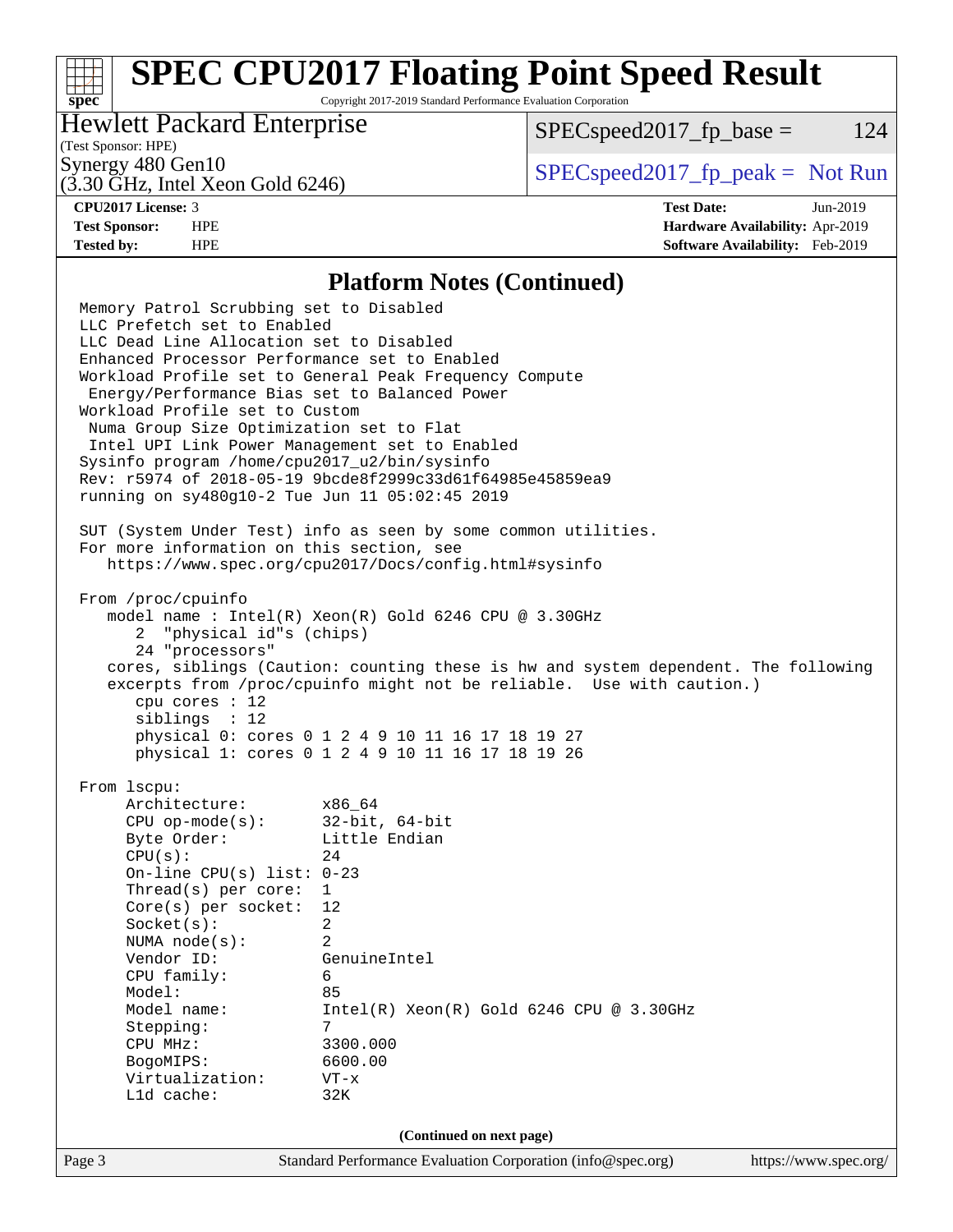# SPEC CPU2017 Floating Point Speed Result

Copyright 2017-2019 Standard Performance Evaluation Corporation

**Hewlett Packard Enterprise**
(Test Sponsor: HPE)
Synergy 480 Gen10
(3.30 GHz, Intel Xeon Gold 6246)

SPECspeed2017_fp_base = 124

SPECspeed2017_fp_peak = Not Run

**CPU2017 License:** 3
**Test Sponsor:** HPE
**Tested by:** HPE

**Test Date:** Jun-2019
**Hardware Availability:** Apr-2019
**Software Availability:** Feb-2019

## Platform Notes (Continued)

```
Memory Patrol Scrubbing set to Disabled
LLC Prefetch set to Enabled
LLC Dead Line Allocation set to Disabled
Enhanced Processor Performance set to Enabled
Workload Profile set to General Peak Frequency Compute
 Energy/Performance Bias set to Balanced Power
Workload Profile set to Custom
 Numa Group Size Optimization set to Flat
 Intel UPI Link Power Management set to Enabled
Sysinfo program /home/cpu2017_u2/bin/sysinfo
Rev: r5974 of 2018-05-19 9bcde8f2999c33d61f64985e45859ea9
running on sy480g10-2 Tue Jun 11 05:02:45 2019

SUT (System Under Test) info as seen by some common utilities.
For more information on this section, see
   https://www.spec.org/cpu2017/Docs/config.html#sysinfo

From /proc/cpuinfo
   model name : Intel(R) Xeon(R) Gold 6246 CPU @ 3.30GHz
      2  "physical id"s (chips)
      24 "processors"
   cores, siblings (Caution: counting these is hw and system dependent. The following
   excerpts from /proc/cpuinfo might not be reliable.  Use with caution.)
      cpu cores : 12
      siblings  : 12
      physical 0: cores 0 1 2 4 9 10 11 16 17 18 19 27
      physical 1: cores 0 1 2 4 9 10 11 16 17 18 19 26

From lscpu:
     Architecture:        x86_64
     CPU op-mode(s):      32-bit, 64-bit
     Byte Order:          Little Endian
     CPU(s):              24
     On-line CPU(s) list: 0-23
     Thread(s) per core:  1
     Core(s) per socket:  12
     Socket(s):           2
     NUMA node(s):        2
     Vendor ID:           GenuineIntel
     CPU family:          6
     Model:               85
     Model name:          Intel(R) Xeon(R) Gold 6246 CPU @ 3.30GHz
     Stepping:            7
     CPU MHz:             3300.000
     BogoMIPS:            6600.00
     Virtualization:      VT-x
     L1d cache:           32K
```

**(Continued on next page)**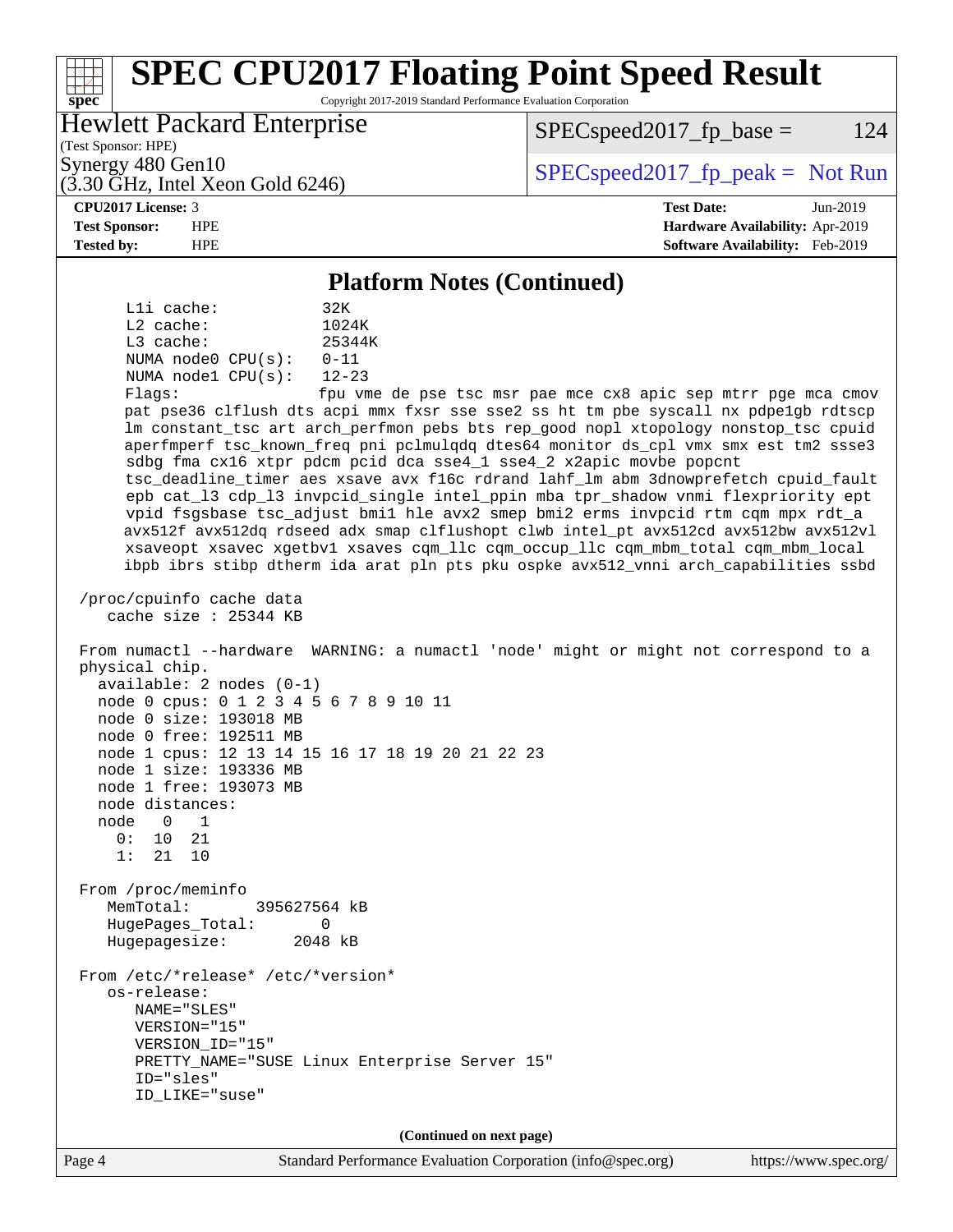# SPEC CPU2017 Floating Point Speed Result

Copyright 2017-2019 Standard Performance Evaluation Corporation

**Hewlett Packard Enterprise**
(Test Sponsor: HPE)
Synergy 480 Gen10
(3.30 GHz, Intel Xeon Gold 6246)

SPECspeed2017_fp_base = 124

SPECspeed2017_fp_peak = Not Run

**CPU2017 License:** 3
**Test Sponsor:** HPE
**Tested by:** HPE

**Test Date:** Jun-2019
**Hardware Availability:** Apr-2019
**Software Availability:** Feb-2019

## Platform Notes (Continued)

```
     L1i cache:            32K
     L2 cache:             1024K
     L3 cache:             25344K
     NUMA node0 CPU(s):    0-11
     NUMA node1 CPU(s):    12-23
     Flags:                fpu vme de pse tsc msr pae mce cx8 apic sep mtrr pge mca cmov
     pat pse36 clflush dts acpi mmx fxsr sse sse2 ss ht tm pbe syscall nx pdpe1gb rdtscp
     lm constant_tsc art arch_perfmon pebs bts rep_good nopl xtopology nonstop_tsc cpuid
     aperfmperf tsc_known_freq pni pclmulqdq dtes64 monitor ds_cpl vmx smx est tm2 ssse3
     sdbg fma cx16 xtpr pdcm pcid dca sse4_1 sse4_2 x2apic movbe popcnt
     tsc_deadline_timer aes xsave avx f16c rdrand lahf_lm abm 3dnowprefetch cpuid_fault
     epb cat_l3 cdp_l3 invpcid_single intel_ppin mba tpr_shadow vnmi flexpriority ept
     vpid fsgsbase tsc_adjust bmi1 hle avx2 smep bmi2 erms invpcid rtm cqm mpx rdt_a
     avx512f avx512dq rdseed adx smap clflushopt clwb intel_pt avx512cd avx512bw avx512vl
     xsaveopt xsavec xgetbv1 xsaves cqm_llc cqm_occup_llc cqm_mbm_total cqm_mbm_local
     ibpb ibrs stibp dtherm ida arat pln pts pku ospke avx512_vnni arch_capabilities ssbd

 /proc/cpuinfo cache data
    cache size : 25344 KB

 From numactl --hardware  WARNING: a numactl 'node' might or might not correspond to a
 physical chip.
   available: 2 nodes (0-1)
   node 0 cpus: 0 1 2 3 4 5 6 7 8 9 10 11
   node 0 size: 193018 MB
   node 0 free: 192511 MB
   node 1 cpus: 12 13 14 15 16 17 18 19 20 21 22 23
   node 1 size: 193336 MB
   node 1 free: 193073 MB
   node distances:
   node   0   1
     0:  10  21
     1:  21  10

 From /proc/meminfo
    MemTotal:       395627564 kB
    HugePages_Total:       0
    Hugepagesize:       2048 kB

 From /etc/*release* /etc/*version*
    os-release:
       NAME="SLES"
       VERSION="15"
       VERSION_ID="15"
       PRETTY_NAME="SUSE Linux Enterprise Server 15"
       ID="sles"
       ID_LIKE="suse"
```

**(Continued on next page)**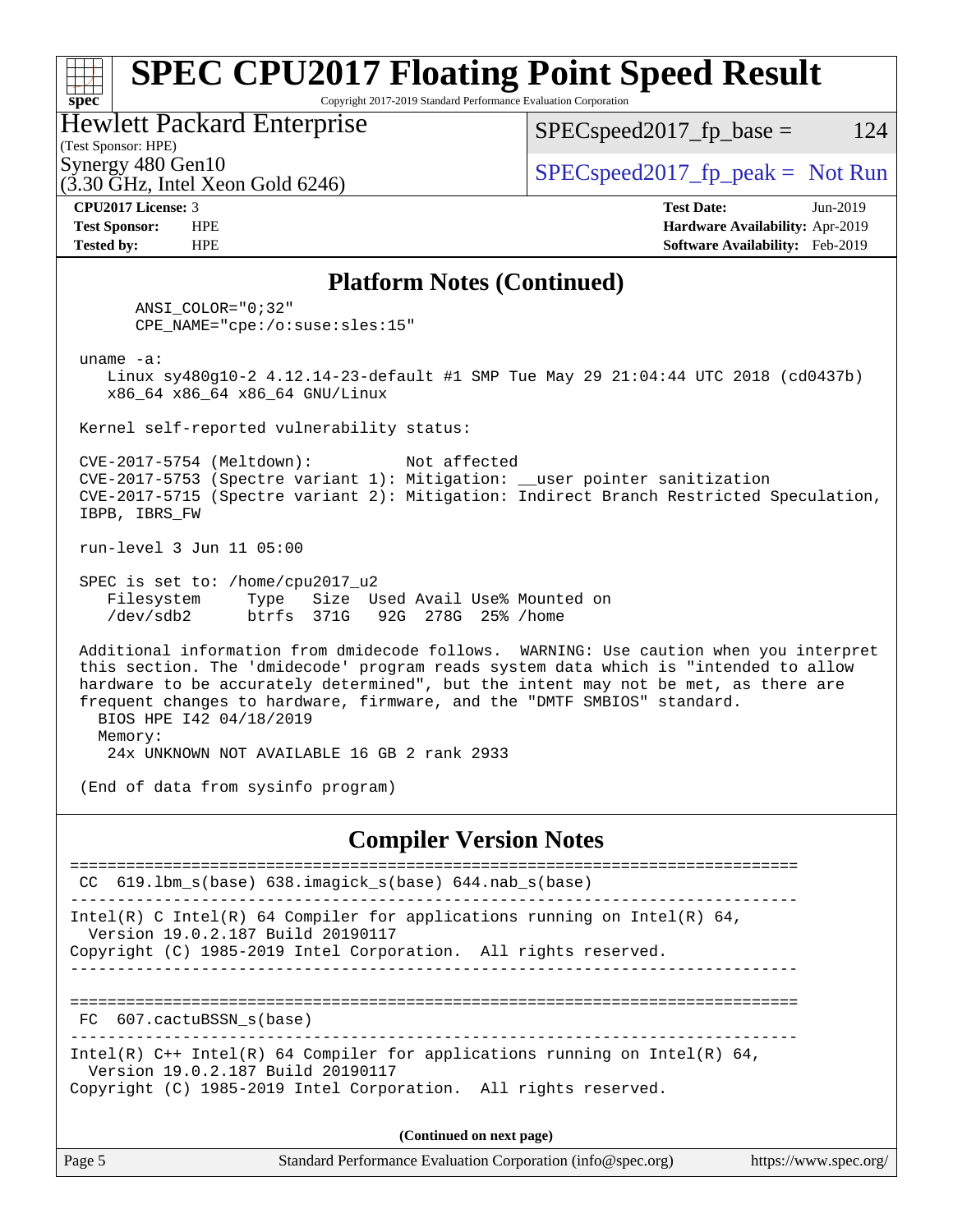# SPEC CPU2017 Floating Point Speed Result

Copyright 2017-2019 Standard Performance Evaluation Corporation

**Hewlett Packard Enterprise**
(Test Sponsor: HPE)
Synergy 480 Gen10
(3.30 GHz, Intel Xeon Gold 6246)

SPECspeed2017_fp_base = 124
SPECspeed2017_fp_peak = Not Run

**CPU2017 License:** 3
**Test Sponsor:** HPE
**Tested by:** HPE

**Test Date:** Jun-2019
**Hardware Availability:** Apr-2019
**Software Availability:** Feb-2019

## Platform Notes (Continued)

```
      ANSI_COLOR="0;32"
      CPE_NAME="cpe:/o:suse:sles:15"

 uname -a:
    Linux sy480g10-2 4.12.14-23-default #1 SMP Tue May 29 21:04:44 UTC 2018 (cd0437b)
    x86_64 x86_64 x86_64 GNU/Linux

 Kernel self-reported vulnerability status:

 CVE-2017-5754 (Meltdown):          Not affected
 CVE-2017-5753 (Spectre variant 1): Mitigation: __user pointer sanitization
 CVE-2017-5715 (Spectre variant 2): Mitigation: Indirect Branch Restricted Speculation,
 IBPB, IBRS_FW

 run-level 3 Jun 11 05:00

 SPEC is set to: /home/cpu2017_u2
    Filesystem     Type   Size  Used Avail Use% Mounted on
    /dev/sdb2      btrfs  371G   92G  278G  25% /home

 Additional information from dmidecode follows.  WARNING: Use caution when you interpret
 this section. The 'dmidecode' program reads system data which is "intended to allow
 hardware to be accurately determined", but the intent may not be met, as there are
 frequent changes to hardware, firmware, and the "DMTF SMBIOS" standard.
   BIOS HPE I42 04/18/2019
   Memory:
    24x UNKNOWN NOT AVAILABLE 16 GB 2 rank 2933

 (End of data from sysinfo program)
```

## Compiler Version Notes

```
==============================================================================
 CC  619.lbm_s(base) 638.imagick_s(base) 644.nab_s(base)
------------------------------------------------------------------------------
Intel(R) C Intel(R) 64 Compiler for applications running on Intel(R) 64,
  Version 19.0.2.187 Build 20190117
Copyright (C) 1985-2019 Intel Corporation.  All rights reserved.
------------------------------------------------------------------------------

==============================================================================
 FC  607.cactuBSSN_s(base)
------------------------------------------------------------------------------
Intel(R) C++ Intel(R) 64 Compiler for applications running on Intel(R) 64,
  Version 19.0.2.187 Build 20190117
Copyright (C) 1985-2019 Intel Corporation.  All rights reserved.
```

**(Continued on next page)**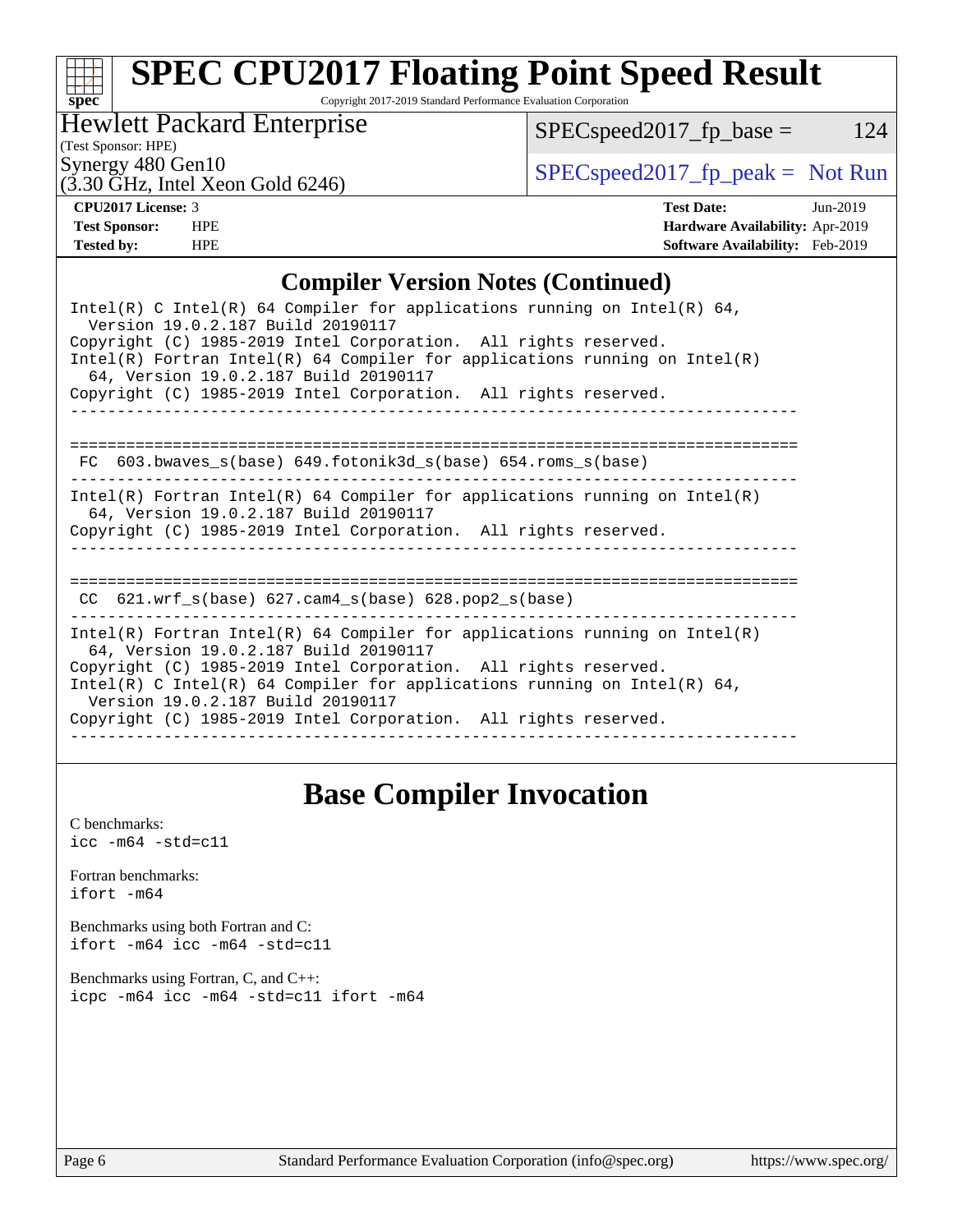# SPEC CPU2017 Floating Point Speed Result

Copyright 2017-2019 Standard Performance Evaluation Corporation

**Hewlett Packard Enterprise**
(Test Sponsor: HPE)
Synergy 480 Gen10
(3.30 GHz, Intel Xeon Gold 6246)

SPECspeed2017_fp_base = 124

SPECspeed2017_fp_peak = Not Run

| | | | |
|---|---|---|---|
| **CPU2017 License:** | 3 | **Test Date:** | Jun-2019 |
| **Test Sponsor:** | HPE | **Hardware Availability:** | Apr-2019 |
| **Tested by:** | HPE | **Software Availability:** | Feb-2019 |

## Compiler Version Notes (Continued)

```
Intel(R) C Intel(R) 64 Compiler for applications running on Intel(R) 64,
  Version 19.0.2.187 Build 20190117
Copyright (C) 1985-2019 Intel Corporation.  All rights reserved.
Intel(R) Fortran Intel(R) 64 Compiler for applications running on Intel(R)
  64, Version 19.0.2.187 Build 20190117
Copyright (C) 1985-2019 Intel Corporation.  All rights reserved.
------------------------------------------------------------------------------

==============================================================================
 FC  603.bwaves_s(base) 649.fotonik3d_s(base) 654.roms_s(base)
------------------------------------------------------------------------------
Intel(R) Fortran Intel(R) 64 Compiler for applications running on Intel(R)
  64, Version 19.0.2.187 Build 20190117
Copyright (C) 1985-2019 Intel Corporation.  All rights reserved.
------------------------------------------------------------------------------

==============================================================================
 CC  621.wrf_s(base) 627.cam4_s(base) 628.pop2_s(base)
------------------------------------------------------------------------------
Intel(R) Fortran Intel(R) 64 Compiler for applications running on Intel(R)
  64, Version 19.0.2.187 Build 20190117
Copyright (C) 1985-2019 Intel Corporation.  All rights reserved.
Intel(R) C Intel(R) 64 Compiler for applications running on Intel(R) 64,
  Version 19.0.2.187 Build 20190117
Copyright (C) 1985-2019 Intel Corporation.  All rights reserved.
------------------------------------------------------------------------------
```

## Base Compiler Invocation

C benchmarks:
`icc -m64 -std=c11`

Fortran benchmarks:
`ifort -m64`

Benchmarks using both Fortran and C:
`ifort -m64 icc -m64 -std=c11`

Benchmarks using Fortran, C, and C++:
`icpc -m64 icc -m64 -std=c11 ifort -m64`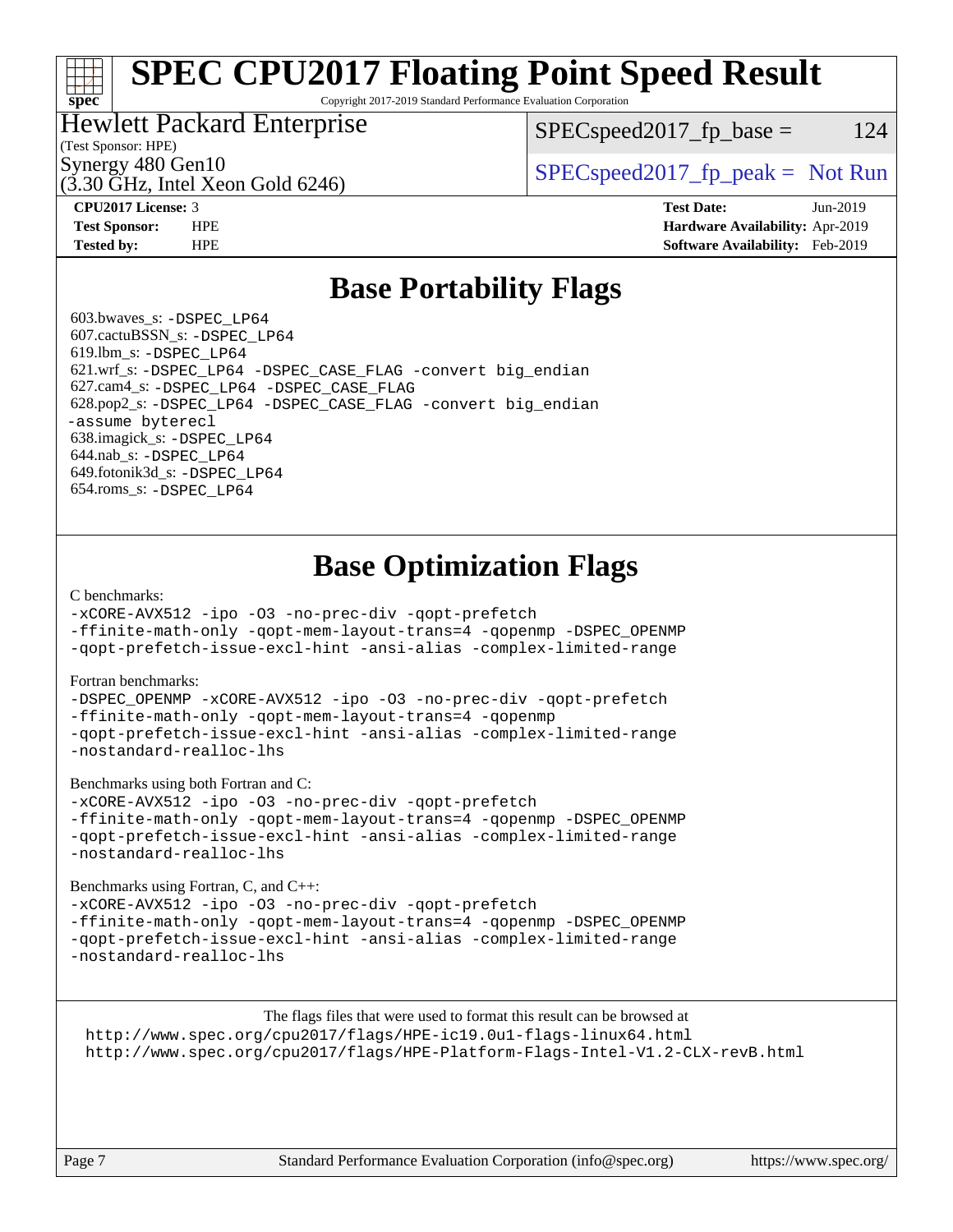# SPEC CPU2017 Floating Point Speed Result

Copyright 2017-2019 Standard Performance Evaluation Corporation

Hewlett Packard Enterprise
(Test Sponsor: HPE)
Synergy 480 Gen10
(3.30 GHz, Intel Xeon Gold 6246)

SPECspeed2017_fp_base = 124

SPECspeed2017_fp_peak = Not Run

**CPU2017 License:** 3
**Test Sponsor:** HPE
**Tested by:** HPE

**Test Date:** Jun-2019
**Hardware Availability:** Apr-2019
**Software Availability:** Feb-2019

## Base Portability Flags

603.bwaves_s: -DSPEC_LP64
607.cactuBSSN_s: -DSPEC_LP64
619.lbm_s: -DSPEC_LP64
621.wrf_s: -DSPEC_LP64 -DSPEC_CASE_FLAG -convert big_endian
627.cam4_s: -DSPEC_LP64 -DSPEC_CASE_FLAG
628.pop2_s: -DSPEC_LP64 -DSPEC_CASE_FLAG -convert big_endian -assume byterecl
638.imagick_s: -DSPEC_LP64
644.nab_s: -DSPEC_LP64
649.fotonik3d_s: -DSPEC_LP64
654.roms_s: -DSPEC_LP64

## Base Optimization Flags

C benchmarks:

```
-xCORE-AVX512 -ipo -O3 -no-prec-div -qopt-prefetch
-ffinite-math-only -qopt-mem-layout-trans=4 -qopenmp -DSPEC_OPENMP
-qopt-prefetch-issue-excl-hint -ansi-alias -complex-limited-range
```

Fortran benchmarks:

```
-DSPEC_OPENMP -xCORE-AVX512 -ipo -O3 -no-prec-div -qopt-prefetch
-ffinite-math-only -qopt-mem-layout-trans=4 -qopenmp
-qopt-prefetch-issue-excl-hint -ansi-alias -complex-limited-range
-nostandard-realloc-lhs
```

Benchmarks using both Fortran and C:

```
-xCORE-AVX512 -ipo -O3 -no-prec-div -qopt-prefetch
-ffinite-math-only -qopt-mem-layout-trans=4 -qopenmp -DSPEC_OPENMP
-qopt-prefetch-issue-excl-hint -ansi-alias -complex-limited-range
-nostandard-realloc-lhs
```

Benchmarks using Fortran, C, and C++:

```
-xCORE-AVX512 -ipo -O3 -no-prec-div -qopt-prefetch
-ffinite-math-only -qopt-mem-layout-trans=4 -qopenmp -DSPEC_OPENMP
-qopt-prefetch-issue-excl-hint -ansi-alias -complex-limited-range
-nostandard-realloc-lhs
```

The flags files that were used to format this result can be browsed at
http://www.spec.org/cpu2017/flags/HPE-ic19.0u1-flags-linux64.html
http://www.spec.org/cpu2017/flags/HPE-Platform-Flags-Intel-V1.2-CLX-revB.html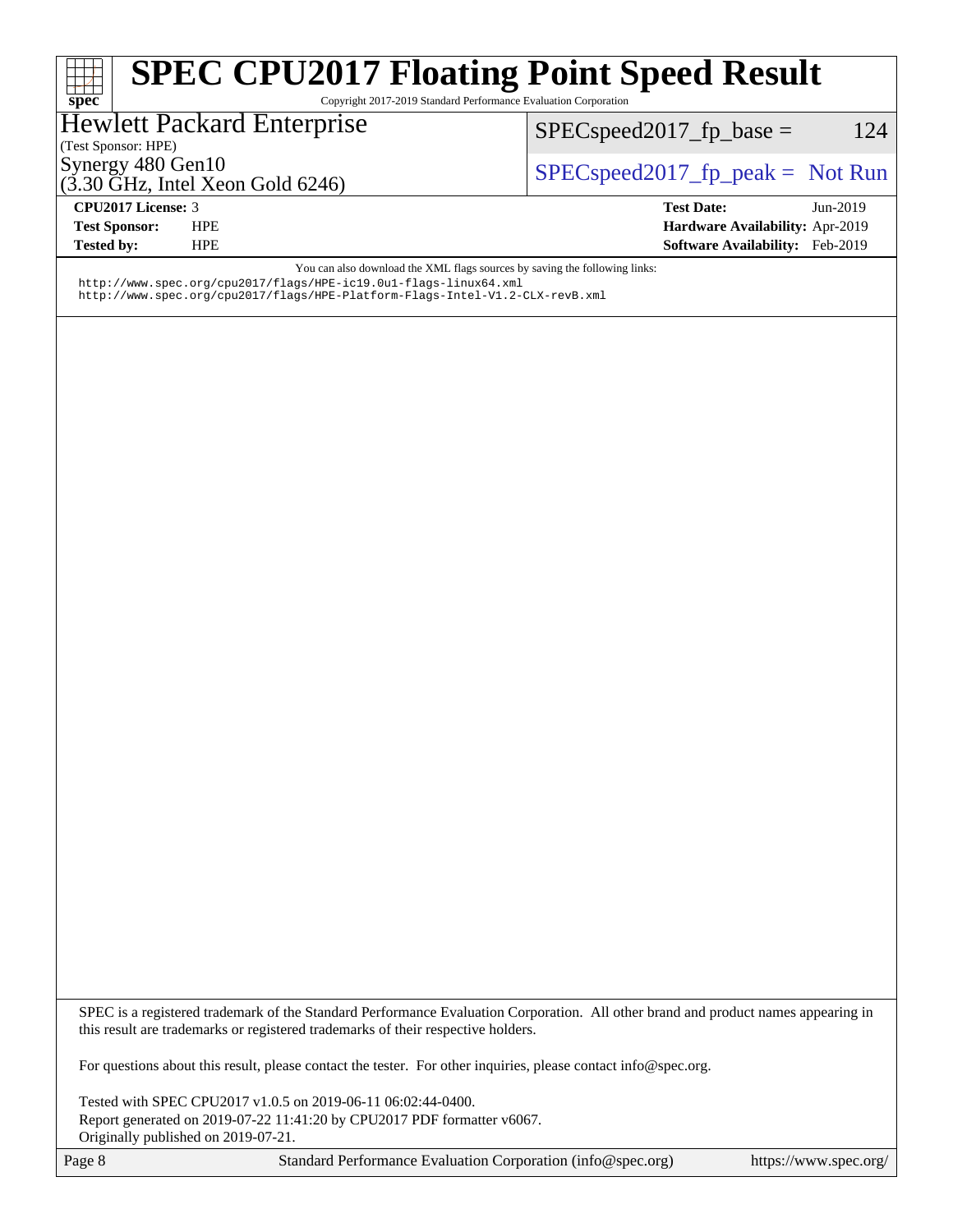You can also download the XML flags sources by saving the following links:

http://www.spec.org/cpu2017/flags/HPE-ic19.0u1-flags-linux64.xml
http://www.spec.org/cpu2017/flags/HPE-Platform-Flags-Intel-V1.2-CLX-revB.xml

SPEC is a registered trademark of the Standard Performance Evaluation Corporation. All other brand and product names appearing in this result are trademarks or registered trademarks of their respective holders.

For questions about this result, please contact the tester. For other inquiries, please contact info@spec.org.

Tested with SPEC CPU2017 v1.0.5 on 2019-06-11 06:02:44-0400.
Report generated on 2019-07-22 11:41:20 by CPU2017 PDF formatter v6067.
Originally published on 2019-07-21.